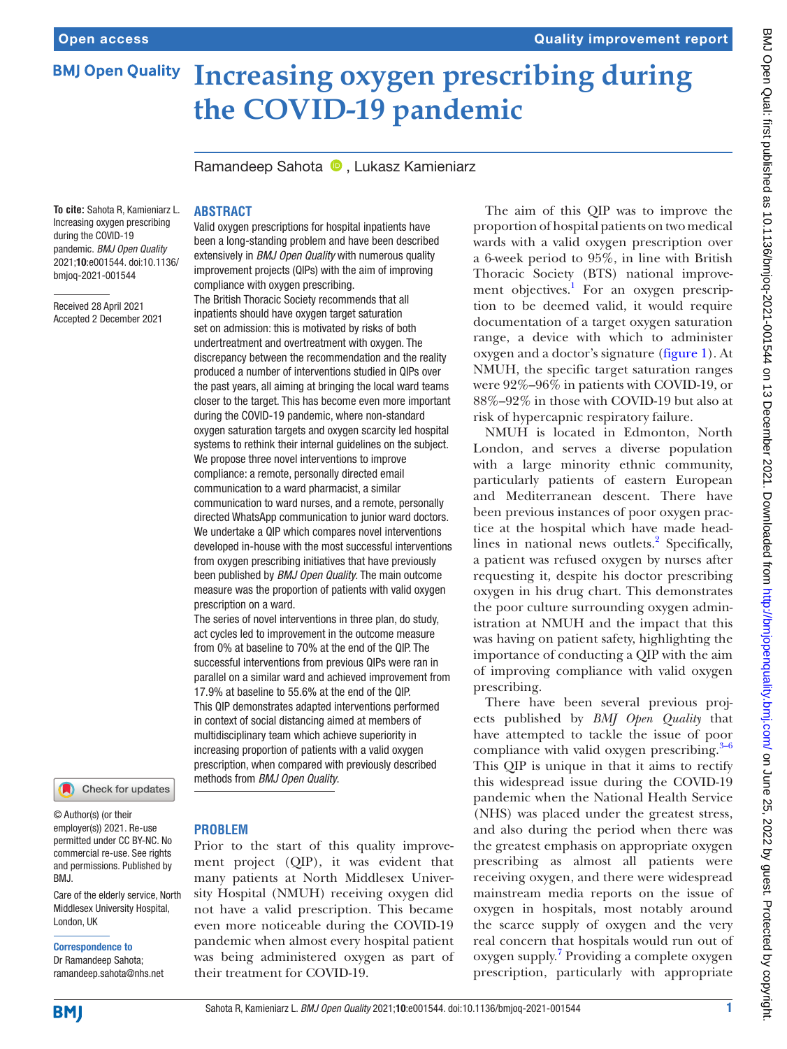# Increasing oxygen prescribing during the COVID-19 pandemic

Ramandeep Sahota, Lukasz Kamieniarz

**To cite:** Sahota R, Kamieniarz L. Increasing oxygen prescribing during the COVID-19 pandemic. *BMJ Open Quality* 2021;**10**:e001544. doi:10.1136/bmjoq-2021-001544

Received 28 April 2021
Accepted 2 December 2021

© Author(s) (or their employer(s)) 2021. Re-use permitted under CC BY-NC. No commercial re-use. See rights and permissions. Published by BMJ.

Care of the elderly service, North Middlesex University Hospital, London, UK

**Correspondence to**
Dr Ramandeep Sahota;
ramandeep.sahota@nhs.net

## ABSTRACT

Valid oxygen prescriptions for hospital inpatients have been a long-standing problem and have been described extensively in *BMJ Open Quality* with numerous quality improvement projects (QIPs) with the aim of improving compliance with oxygen prescribing.

The British Thoracic Society recommends that all inpatients should have oxygen target saturation set on admission: this is motivated by risks of both undertreatment and overtreatment with oxygen. The discrepancy between the recommendation and the reality produced a number of interventions studied in QIPs over the past years, all aiming at bringing the local ward teams closer to the target. This has become even more important during the COVID-19 pandemic, where non-standard oxygen saturation targets and oxygen scarcity led hospital systems to rethink their internal guidelines on the subject. We propose three novel interventions to improve compliance: a remote, personally directed email communication to a ward pharmacist, a similar communication to ward nurses, and a remote, personally directed WhatsApp communication to junior ward doctors. We undertake a QIP which compares novel interventions developed in-house with the most successful interventions from oxygen prescribing initiatives that have previously been published by *BMJ Open Quality*. The main outcome measure was the proportion of patients with valid oxygen prescription on a ward.

The series of novel interventions in three plan, do study, act cycles led to improvement in the outcome measure from 0% at baseline to 70% at the end of the QIP. The successful interventions from previous QIPs were ran in parallel on a similar ward and achieved improvement from 17.9% at baseline to 55.6% at the end of the QIP.

This QIP demonstrates adapted interventions performed in context of social distancing aimed at members of multidisciplinary team which achieve superiority in increasing proportion of patients with a valid oxygen prescription, when compared with previously described methods from *BMJ Open Quality*.

## PROBLEM

Prior to the start of this quality improvement project (QIP), it was evident that many patients at North Middlesex University Hospital (NMUH) receiving oxygen did not have a valid prescription. This became even more noticeable during the COVID-19 pandemic when almost every hospital patient was being administered oxygen as part of their treatment for COVID-19.

The aim of this QIP was to improve the proportion of hospital patients on two medical wards with a valid oxygen prescription over a 6-week period to 95%, in line with British Thoracic Society (BTS) national improvement objectives.[1] For an oxygen prescription to be deemed valid, it would require documentation of a target oxygen saturation range, a device with which to administer oxygen and a doctor's signature (figure 1). At NMUH, the specific target saturation ranges were 92%–96% in patients with COVID-19, or 88%–92% in those with COVID-19 but also at risk of hypercapnic respiratory failure.

NMUH is located in Edmonton, North London, and serves a diverse population with a large minority ethnic community, particularly patients of eastern European and Mediterranean descent. There have been previous instances of poor oxygen practice at the hospital which have made headlines in national news outlets.[2] Specifically, a patient was refused oxygen by nurses after requesting it, despite his doctor prescribing oxygen in his drug chart. This demonstrates the poor culture surrounding oxygen administration at NMUH and the impact that this was having on patient safety, highlighting the importance of conducting a QIP with the aim of improving compliance with valid oxygen prescribing.

There have been several previous projects published by *BMJ Open Quality* that have attempted to tackle the issue of poor compliance with valid oxygen prescribing.[3–6] This QIP is unique in that it aims to rectify this widespread issue during the COVID-19 pandemic when the National Health Service (NHS) was placed under the greatest stress, and also during the period when there was the greatest emphasis on appropriate oxygen prescribing as almost all patients were receiving oxygen, and there were widespread mainstream media reports on the issue of oxygen in hospitals, most notably around the scarce supply of oxygen and the very real concern that hospitals would run out of oxygen supply.[7] Providing a complete oxygen prescription, particularly with appropriate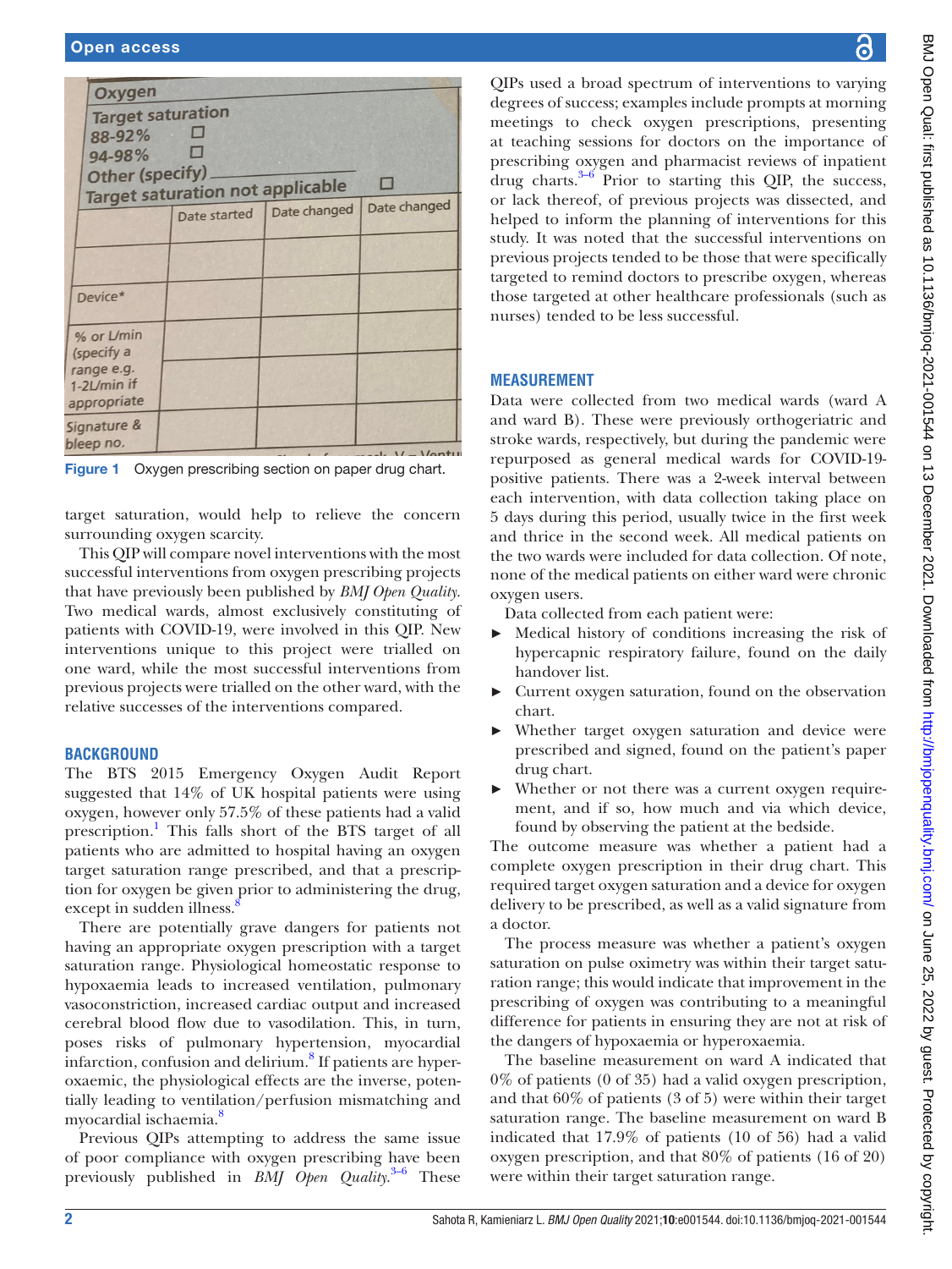Figure 1 Oxygen prescribing section on paper drug chart.

target saturation, would help to relieve the concern surrounding oxygen scarcity.

This QIP will compare novel interventions with the most successful interventions from oxygen prescribing projects that have previously been published by *BMJ Open Quality*. Two medical wards, almost exclusively constituting of patients with COVID-19, were involved in this QIP. New interventions unique to this project were trialled on one ward, while the most successful interventions from previous projects were trialled on the other ward, with the relative successes of the interventions compared.

## BACKGROUND

The BTS 2015 Emergency Oxygen Audit Report suggested that 14% of UK hospital patients were using oxygen, however only 57.5% of these patients had a valid prescription.[1] This falls short of the BTS target of all patients who are admitted to hospital having an oxygen target saturation range prescribed, and that a prescription for oxygen be given prior to administering the drug, except in sudden illness.[8]

There are potentially grave dangers for patients not having an appropriate oxygen prescription with a target saturation range. Physiological homeostatic response to hypoxaemia leads to increased ventilation, pulmonary vasoconstriction, increased cardiac output and increased cerebral blood flow due to vasodilation. This, in turn, poses risks of pulmonary hypertension, myocardial infarction, confusion and delirium.[8] If patients are hyperoxaemic, the physiological effects are the inverse, potentially leading to ventilation/perfusion mismatching and myocardial ischaemia.[8]

Previous QIPs attempting to address the same issue of poor compliance with oxygen prescribing have been previously published in *BMJ Open Quality*.[3–6] These QIPs used a broad spectrum of interventions to varying degrees of success; examples include prompts at morning meetings to check oxygen prescriptions, presenting at teaching sessions for doctors on the importance of prescribing oxygen and pharmacist reviews of inpatient drug charts.[3–6] Prior to starting this QIP, the success, or lack thereof, of previous projects was dissected, and helped to inform the planning of interventions for this study. It was noted that the successful interventions on previous projects tended to be those that were specifically targeted to remind doctors to prescribe oxygen, whereas those targeted at other healthcare professionals (such as nurses) tended to be less successful.

## MEASUREMENT

Data were collected from two medical wards (ward A and ward B). These were previously orthogeriatric and stroke wards, respectively, but during the pandemic were repurposed as general medical wards for COVID-19-positive patients. There was a 2-week interval between each intervention, with data collection taking place on 5 days during this period, usually twice in the first week and thrice in the second week. All medical patients on the two wards were included for data collection. Of note, none of the medical patients on either ward were chronic oxygen users.

Data collected from each patient were:

- Medical history of conditions increasing the risk of hypercapnic respiratory failure, found on the daily handover list.
- Current oxygen saturation, found on the observation chart.
- Whether target oxygen saturation and device were prescribed and signed, found on the patient's paper drug chart.
- Whether or not there was a current oxygen requirement, and if so, how much and via which device, found by observing the patient at the bedside.

The outcome measure was whether a patient had a complete oxygen prescription in their drug chart. This required target oxygen saturation and a device for oxygen delivery to be prescribed, as well as a valid signature from a doctor.

The process measure was whether a patient's oxygen saturation on pulse oximetry was within their target saturation range; this would indicate that improvement in the prescribing of oxygen was contributing to a meaningful difference for patients in ensuring they are not at risk of the dangers of hypoxaemia or hyperoxaemia.

The baseline measurement on ward A indicated that 0% of patients (0 of 35) had a valid oxygen prescription, and that 60% of patients (3 of 5) were within their target saturation range. The baseline measurement on ward B indicated that 17.9% of patients (10 of 56) had a valid oxygen prescription, and that 80% of patients (16 of 20) were within their target saturation range.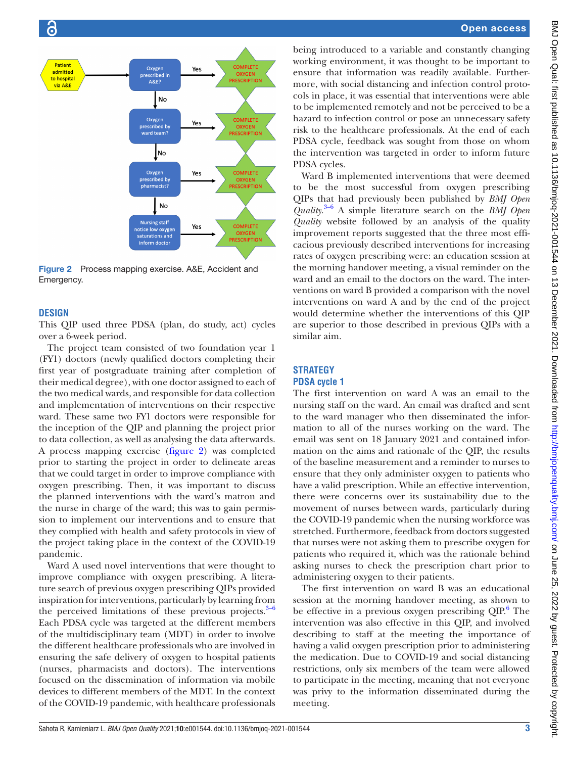Figure 2 Process mapping exercise. A&E, Accident and Emergency.

## DESIGN

This QIP used three PDSA (plan, do study, act) cycles over a 6-week period.

The project team consisted of two foundation year 1 (FY1) doctors (newly qualified doctors completing their first year of postgraduate training after completion of their medical degree), with one doctor assigned to each of the two medical wards, and responsible for data collection and implementation of interventions on their respective ward. These same two FY1 doctors were responsible for the inception of the QIP and planning the project prior to data collection, as well as analysing the data afterwards. A process mapping exercise (figure 2) was completed prior to starting the project in order to delineate areas that we could target in order to improve compliance with oxygen prescribing. Then, it was important to discuss the planned interventions with the ward's matron and the nurse in charge of the ward; this was to gain permission to implement our interventions and to ensure that they complied with health and safety protocols in view of the project taking place in the context of the COVID-19 pandemic.

Ward A used novel interventions that were thought to improve compliance with oxygen prescribing. A literature search of previous oxygen prescribing QIPs provided inspiration for interventions, particularly by learning from the perceived limitations of these previous projects.[3–6] Each PDSA cycle was targeted at the different members of the multidisciplinary team (MDT) in order to involve the different healthcare professionals who are involved in ensuring the safe delivery of oxygen to hospital patients (nurses, pharmacists and doctors). The interventions focused on the dissemination of information via mobile devices to different members of the MDT. In the context of the COVID-19 pandemic, with healthcare professionals being introduced to a variable and constantly changing working environment, it was thought to be important to ensure that information was readily available. Furthermore, with social distancing and infection control protocols in place, it was essential that interventions were able to be implemented remotely and not be perceived to be a hazard to infection control or pose an unnecessary safety risk to the healthcare professionals. At the end of each PDSA cycle, feedback was sought from those on whom the intervention was targeted in order to inform future PDSA cycles.

Ward B implemented interventions that were deemed to be the most successful from oxygen prescribing QIPs that had previously been published by *BMJ Open Quality*.[3–6] A simple literature search on the *BMJ Open Quality* website followed by an analysis of the quality improvement reports suggested that the three most efficacious previously described interventions for increasing rates of oxygen prescribing were: an education session at the morning handover meeting, a visual reminder on the ward and an email to the doctors on the ward. The interventions on ward B provided a comparison with the novel interventions on ward A and by the end of the project would determine whether the interventions of this QIP are superior to those described in previous QIPs with a similar aim.

## STRATEGY

### PDSA cycle 1

The first intervention on ward A was an email to the nursing staff on the ward. An email was drafted and sent to the ward manager who then disseminated the information to all of the nurses working on the ward. The email was sent on 18 January 2021 and contained information on the aims and rationale of the QIP, the results of the baseline measurement and a reminder to nurses to ensure that they only administer oxygen to patients who have a valid prescription. While an effective intervention, there were concerns over its sustainability due to the movement of nurses between wards, particularly during the COVID-19 pandemic when the nursing workforce was stretched. Furthermore, feedback from doctors suggested that nurses were not asking them to prescribe oxygen for patients who required it, which was the rationale behind asking nurses to check the prescription chart prior to administering oxygen to their patients.

The first intervention on ward B was an educational session at the morning handover meeting, as shown to be effective in a previous oxygen prescribing QIP.[6] The intervention was also effective in this QIP, and involved describing to staff at the meeting the importance of having a valid oxygen prescription prior to administering the medication. Due to COVID-19 and social distancing restrictions, only six members of the team were allowed to participate in the meeting, meaning that not everyone was privy to the information disseminated during the meeting.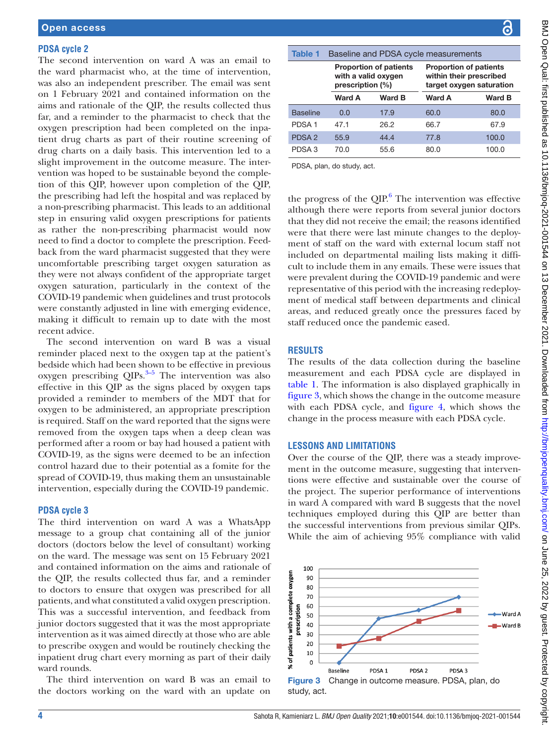### PDSA cycle 2

The second intervention on ward A was an email to the ward pharmacist who, at the time of intervention, was also an independent prescriber. The email was sent on 1 February 2021 and contained information on the aims and rationale of the QIP, the results collected thus far, and a reminder to the pharmacist to check that the oxygen prescription had been completed on the inpatient drug charts as part of their routine screening of drug charts on a daily basis. This intervention led to a slight improvement in the outcome measure. The intervention was hoped to be sustainable beyond the completion of this QIP, however upon completion of the QIP, the prescribing had left the hospital and was replaced by a non-prescribing pharmacist. This leads to an additional step in ensuring valid oxygen prescriptions for patients as rather the non-prescribing pharmacist would now need to find a doctor to complete the prescription. Feedback from the ward pharmacist suggested that they were uncomfortable prescribing target oxygen saturation as they were not always confident of the appropriate target oxygen saturation, particularly in the context of the COVID-19 pandemic when guidelines and trust protocols were constantly adjusted in line with emerging evidence, making it difficult to remain up to date with the most recent advice.

The second intervention on ward B was a visual reminder placed next to the oxygen tap at the patient's bedside which had been shown to be effective in previous oxygen prescribing QIPs.[3–5] The intervention was also effective in this QIP as the signs placed by oxygen taps provided a reminder to members of the MDT that for oxygen to be administered, an appropriate prescription is required. Staff on the ward reported that the signs were removed from the oxygen taps when a deep clean was performed after a room or bay had housed a patient with COVID-19, as the signs were deemed to be an infection control hazard due to their potential as a fomite for the spread of COVID-19, thus making them an unsustainable intervention, especially during the COVID-19 pandemic.

### PDSA cycle 3

The third intervention on ward A was a WhatsApp message to a group chat containing all of the junior doctors (doctors below the level of consultant) working on the ward. The message was sent on 15 February 2021 and contained information on the aims and rationale of the QIP, the results collected thus far, and a reminder to doctors to ensure that oxygen was prescribed for all patients, and what constituted a valid oxygen prescription. This was a successful intervention, and feedback from junior doctors suggested that it was the most appropriate intervention as it was aimed directly at those who are able to prescribe oxygen and would be routinely checking the inpatient drug chart every morning as part of their daily ward rounds.

The third intervention on ward B was an email to the doctors working on the ward with an update on the progress of the QIP.[6] The intervention was effective although there were reports from several junior doctors that they did not receive the email; the reasons identified were that there were last minute changes to the deployment of staff on the ward with external locum staff not included on departmental mailing lists making it difficult to include them in any emails. These were issues that were prevalent during the COVID-19 pandemic and were representative of this period with the increasing redeployment of medical staff between departments and clinical areas, and reduced greatly once the pressures faced by staff reduced once the pandemic eased.

**Table 1** Baseline and PDSA cycle measurements

| | Proportion of patients with a valid oxygen prescription (%) | | Proportion of patients within their prescribed target oxygen saturation | |
|---|---|---|---|---|
| | Ward A | Ward B | Ward A | Ward B |
| Baseline | 0.0 | 17.9 | 60.0 | 80.0 |
| PDSA 1 | 47.1 | 26.2 | 66.7 | 67.9 |
| PDSA 2 | 55.9 | 44.4 | 77.8 | 100.0 |
| PDSA 3 | 70.0 | 55.6 | 80.0 | 100.0 |

PDSA, plan, do study, act.

## RESULTS

The results of the data collection during the baseline measurement and each PDSA cycle are displayed in table 1. The information is also displayed graphically in figure 3, which shows the change in the outcome measure with each PDSA cycle, and figure 4, which shows the change in the process measure with each PDSA cycle.

## LESSONS AND LIMITATIONS

Over the course of the QIP, there was a steady improvement in the outcome measure, suggesting that interventions were effective and sustainable over the course of the project. The superior performance of interventions in ward A compared with ward B suggests that the novel techniques employed during this QIP are better than the successful interventions from previous similar QIPs. While the aim of achieving 95% compliance with valid

**Figure 3** Change in outcome measure. PDSA, plan, do study, act.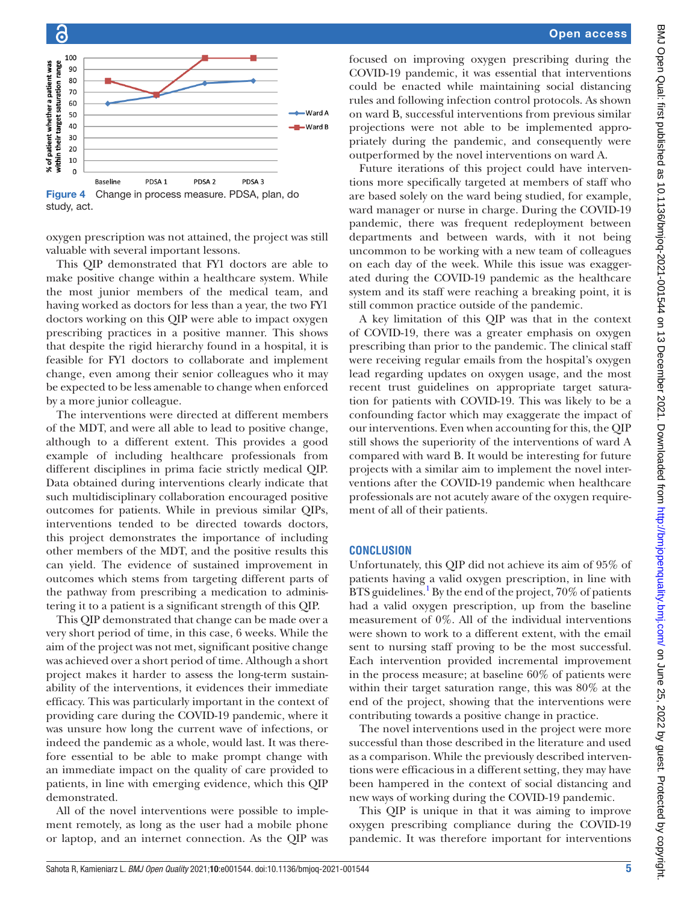Figure 4 Change in process measure. PDSA, plan, do study, act.

oxygen prescription was not attained, the project was still valuable with several important lessons.

This QIP demonstrated that FY1 doctors are able to make positive change within a healthcare system. While the most junior members of the medical team, and having worked as doctors for less than a year, the two FY1 doctors working on this QIP were able to impact oxygen prescribing practices in a positive manner. This shows that despite the rigid hierarchy found in a hospital, it is feasible for FY1 doctors to collaborate and implement change, even among their senior colleagues who it may be expected to be less amenable to change when enforced by a more junior colleague.

The interventions were directed at different members of the MDT, and were all able to lead to positive change, although to a different extent. This provides a good example of including healthcare professionals from different disciplines in prima facie strictly medical QIP. Data obtained during interventions clearly indicate that such multidisciplinary collaboration encouraged positive outcomes for patients. While in previous similar QIPs, interventions tended to be directed towards doctors, this project demonstrates the importance of including other members of the MDT, and the positive results this can yield. The evidence of sustained improvement in outcomes which stems from targeting different parts of the pathway from prescribing a medication to administering it to a patient is a significant strength of this QIP.

This QIP demonstrated that change can be made over a very short period of time, in this case, 6 weeks. While the aim of the project was not met, significant positive change was achieved over a short period of time. Although a short project makes it harder to assess the long-term sustainability of the interventions, it evidences their immediate efficacy. This was particularly important in the context of providing care during the COVID-19 pandemic, where it was unsure how long the current wave of infections, or indeed the pandemic as a whole, would last. It was therefore essential to be able to make prompt change with an immediate impact on the quality of care provided to patients, in line with emerging evidence, which this QIP demonstrated.

All of the novel interventions were possible to implement remotely, as long as the user had a mobile phone or laptop, and an internet connection. As the QIP was focused on improving oxygen prescribing during the COVID-19 pandemic, it was essential that interventions could be enacted while maintaining social distancing rules and following infection control protocols. As shown on ward B, successful interventions from previous similar projections were not able to be implemented appropriately during the pandemic, and consequently were outperformed by the novel interventions on ward A.

Future iterations of this project could have interventions more specifically targeted at members of staff who are based solely on the ward being studied, for example, ward manager or nurse in charge. During the COVID-19 pandemic, there was frequent redeployment between departments and between wards, with it not being uncommon to be working with a new team of colleagues on each day of the week. While this issue was exaggerated during the COVID-19 pandemic as the healthcare system and its staff were reaching a breaking point, it is still common practice outside of the pandemic.

A key limitation of this QIP was that in the context of COVID-19, there was a greater emphasis on oxygen prescribing than prior to the pandemic. The clinical staff were receiving regular emails from the hospital's oxygen lead regarding updates on oxygen usage, and the most recent trust guidelines on appropriate target saturation for patients with COVID-19. This was likely to be a confounding factor which may exaggerate the impact of our interventions. Even when accounting for this, the QIP still shows the superiority of the interventions of ward A compared with ward B. It would be interesting for future projects with a similar aim to implement the novel interventions after the COVID-19 pandemic when healthcare professionals are not acutely aware of the oxygen requirement of all of their patients.

## CONCLUSION

Unfortunately, this QIP did not achieve its aim of 95% of patients having a valid oxygen prescription, in line with BTS guidelines.[1] By the end of the project, 70% of patients had a valid oxygen prescription, up from the baseline measurement of 0%. All of the individual interventions were shown to work to a different extent, with the email sent to nursing staff proving to be the most successful. Each intervention provided incremental improvement in the process measure; at baseline 60% of patients were within their target saturation range, this was 80% at the end of the project, showing that the interventions were contributing towards a positive change in practice.

The novel interventions used in the project were more successful than those described in the literature and used as a comparison. While the previously described interventions were efficacious in a different setting, they may have been hampered in the context of social distancing and new ways of working during the COVID-19 pandemic.

This QIP is unique in that it was aiming to improve oxygen prescribing compliance during the COVID-19 pandemic. It was therefore important for interventions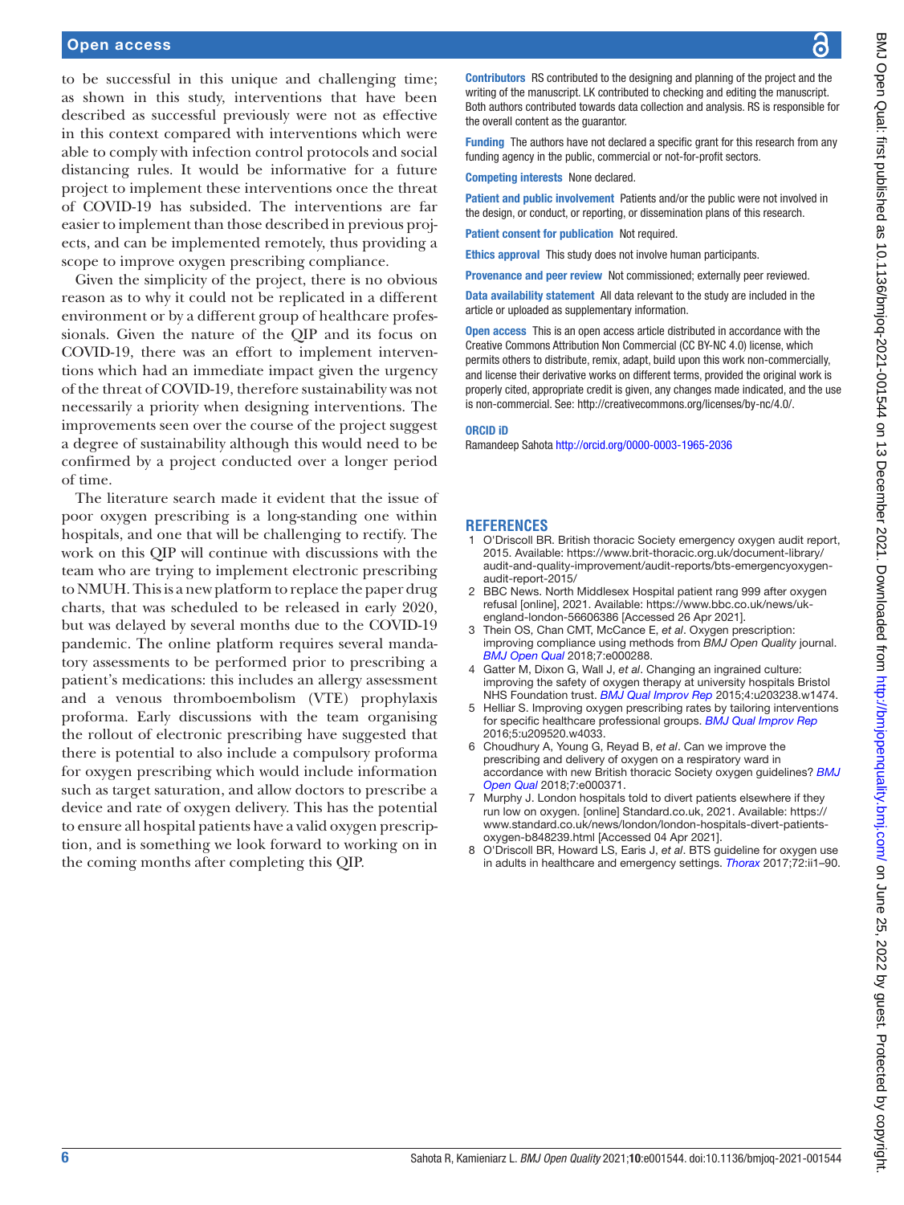to be successful in this unique and challenging time; as shown in this study, interventions that have been described as successful previously were not as effective in this context compared with interventions which were able to comply with infection control protocols and social distancing rules. It would be informative for a future project to implement these interventions once the threat of COVID-19 has subsided. The interventions are far easier to implement than those described in previous projects, and can be implemented remotely, thus providing a scope to improve oxygen prescribing compliance.

Given the simplicity of the project, there is no obvious reason as to why it could not be replicated in a different environment or by a different group of healthcare professionals. Given the nature of the QIP and its focus on COVID-19, there was an effort to implement interventions which had an immediate impact given the urgency of the threat of COVID-19, therefore sustainability was not necessarily a priority when designing interventions. The improvements seen over the course of the project suggest a degree of sustainability although this would need to be confirmed by a project conducted over a longer period of time.

The literature search made it evident that the issue of poor oxygen prescribing is a long-standing one within hospitals, and one that will be challenging to rectify. The work on this QIP will continue with discussions with the team who are trying to implement electronic prescribing to NMUH. This is a new platform to replace the paper drug charts, that was scheduled to be released in early 2020, but was delayed by several months due to the COVID-19 pandemic. The online platform requires several mandatory assessments to be performed prior to prescribing a patient's medications: this includes an allergy assessment and a venous thromboembolism (VTE) prophylaxis proforma. Early discussions with the team organising the rollout of electronic prescribing have suggested that there is potential to also include a compulsory proforma for oxygen prescribing which would include information such as target saturation, and allow doctors to prescribe a device and rate of oxygen delivery. This has the potential to ensure all hospital patients have a valid oxygen prescription, and is something we look forward to working on in the coming months after completing this QIP.

**Contributors** RS contributed to the designing and planning of the project and the writing of the manuscript. LK contributed to checking and editing the manuscript. Both authors contributed towards data collection and analysis. RS is responsible for the overall content as the guarantor.

**Funding** The authors have not declared a specific grant for this research from any funding agency in the public, commercial or not-for-profit sectors.

**Competing interests** None declared.

**Patient and public involvement** Patients and/or the public were not involved in the design, or conduct, or reporting, or dissemination plans of this research.

**Patient consent for publication** Not required.

**Ethics approval** This study does not involve human participants.

**Provenance and peer review** Not commissioned; externally peer reviewed.

**Data availability statement** All data relevant to the study are included in the article or uploaded as supplementary information.

**Open access** This is an open access article distributed in accordance with the Creative Commons Attribution Non Commercial (CC BY-NC 4.0) license, which permits others to distribute, remix, adapt, build upon this work non-commercially, and license their derivative works on different terms, provided the original work is properly cited, appropriate credit is given, any changes made indicated, and the use is non-commercial. See: http://creativecommons.org/licenses/by-nc/4.0/.

**ORCID iD**

Ramandeep Sahota http://orcid.org/0000-0003-1965-2036

## REFERENCES

1. O'Driscoll BR. British thoracic Society emergency oxygen audit report, 2015. Available: https://www.brit-thoracic.org.uk/document-library/audit-and-quality-improvement/audit-reports/bts-emergencyoxygen-audit-report-2015/
2. BBC News. North Middlesex Hospital patient rang 999 after oxygen refusal [online], 2021. Available: https://www.bbc.co.uk/news/uk-england-london-56606386 [Accessed 26 Apr 2021].
3. Thein OS, Chan CMT, McCance E, *et al*. Oxygen prescription: improving compliance using methods from *BMJ Open Quality* journal. *BMJ Open Qual* 2018;7:e000288.
4. Gatter M, Dixon G, Wall J, *et al*. Changing an ingrained culture: improving the safety of oxygen therapy at university hospitals Bristol NHS Foundation trust. *BMJ Qual Improv Rep* 2015;4:u203238.w1474.
5. Helliar S. Improving oxygen prescribing rates by tailoring interventions for specific healthcare professional groups. *BMJ Qual Improv Rep* 2016;5:u209520.w4033.
6. Choudhury A, Young G, Reyad B, *et al*. Can we improve the prescribing and delivery of oxygen on a respiratory ward in accordance with new British thoracic Society oxygen guidelines? *BMJ Open Qual* 2018;7:e000371.
7. Murphy J. London hospitals told to divert patients elsewhere if they run low on oxygen. [online] Standard.co.uk, 2021. Available: https://www.standard.co.uk/news/london/london-hospitals-divert-patients-oxygen-b848239.html [Accessed 04 Apr 2021].
8. O'Driscoll BR, Howard LS, Earis J, *et al*. BTS guideline for oxygen use in adults in healthcare and emergency settings. *Thorax* 2017;72:ii1–90.